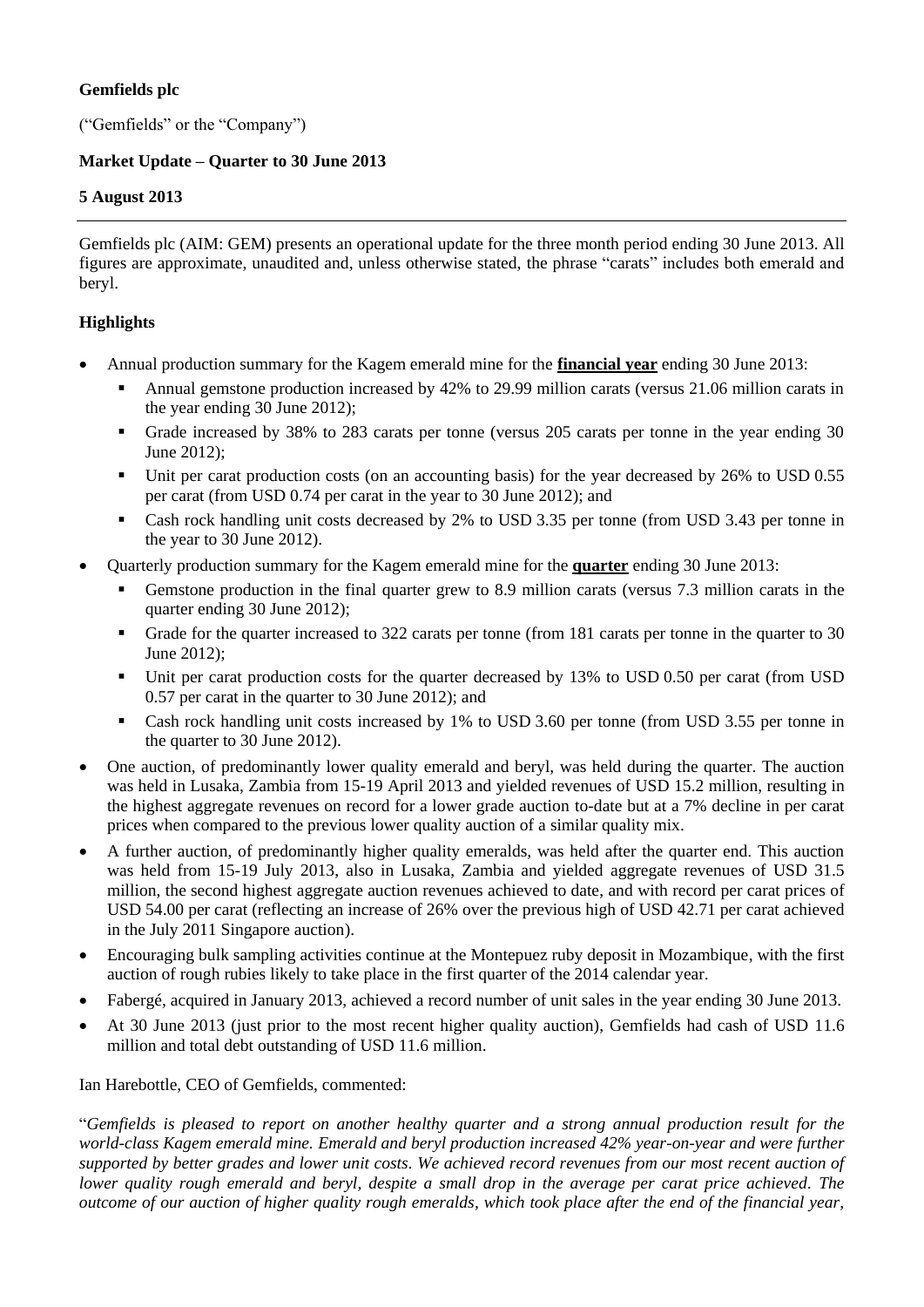**Gemfields plc**

("Gemfields" or the "Company")

**Market Update – Quarter to 30 June 2013**

**5 August 2013**

---

Gemfields plc (AIM: GEM) presents an operational update for the three month period ending 30 June 2013. All figures are approximate, unaudited and, unless otherwise stated, the phrase "carats" includes both emerald and beryl.

**Highlights**

- Annual production summary for the Kagem emerald mine for the **financial year** ending 30 June 2013:
  - Annual gemstone production increased by 42% to 29.99 million carats (versus 21.06 million carats in the year ending 30 June 2012);
  - Grade increased by 38% to 283 carats per tonne (versus 205 carats per tonne in the year ending 30 June 2012);
  - Unit per carat production costs (on an accounting basis) for the year decreased by 26% to USD 0.55 per carat (from USD 0.74 per carat in the year to 30 June 2012); and
  - Cash rock handling unit costs decreased by 2% to USD 3.35 per tonne (from USD 3.43 per tonne in the year to 30 June 2012).
- Quarterly production summary for the Kagem emerald mine for the **quarter** ending 30 June 2013:
  - Gemstone production in the final quarter grew to 8.9 million carats (versus 7.3 million carats in the quarter ending 30 June 2012);
  - Grade for the quarter increased to 322 carats per tonne (from 181 carats per tonne in the quarter to 30 June 2012);
  - Unit per carat production costs for the quarter decreased by 13% to USD 0.50 per carat (from USD 0.57 per carat in the quarter to 30 June 2012); and
  - Cash rock handling unit costs increased by 1% to USD 3.60 per tonne (from USD 3.55 per tonne in the quarter to 30 June 2012).
- One auction, of predominantly lower quality emerald and beryl, was held during the quarter. The auction was held in Lusaka, Zambia from 15-19 April 2013 and yielded revenues of USD 15.2 million, resulting in the highest aggregate revenues on record for a lower grade auction to-date but at a 7% decline in per carat prices when compared to the previous lower quality auction of a similar quality mix.
- A further auction, of predominantly higher quality emeralds, was held after the quarter end. This auction was held from 15-19 July 2013, also in Lusaka, Zambia and yielded aggregate revenues of USD 31.5 million, the second highest aggregate auction revenues achieved to date, and with record per carat prices of USD 54.00 per carat (reflecting an increase of 26% over the previous high of USD 42.71 per carat achieved in the July 2011 Singapore auction).
- Encouraging bulk sampling activities continue at the Montepuez ruby deposit in Mozambique, with the first auction of rough rubies likely to take place in the first quarter of the 2014 calendar year.
- Fabergé, acquired in January 2013, achieved a record number of unit sales in the year ending 30 June 2013.
- At 30 June 2013 (just prior to the most recent higher quality auction), Gemfields had cash of USD 11.6 million and total debt outstanding of USD 11.6 million.

Ian Harebottle, CEO of Gemfields, commented:

"*Gemfields is pleased to report on another healthy quarter and a strong annual production result for the world-class Kagem emerald mine. Emerald and beryl production increased 42% year-on-year and were further supported by better grades and lower unit costs. We achieved record revenues from our most recent auction of lower quality rough emerald and beryl, despite a small drop in the average per carat price achieved. The outcome of our auction of higher quality rough emeralds, which took place after the end of the financial year,*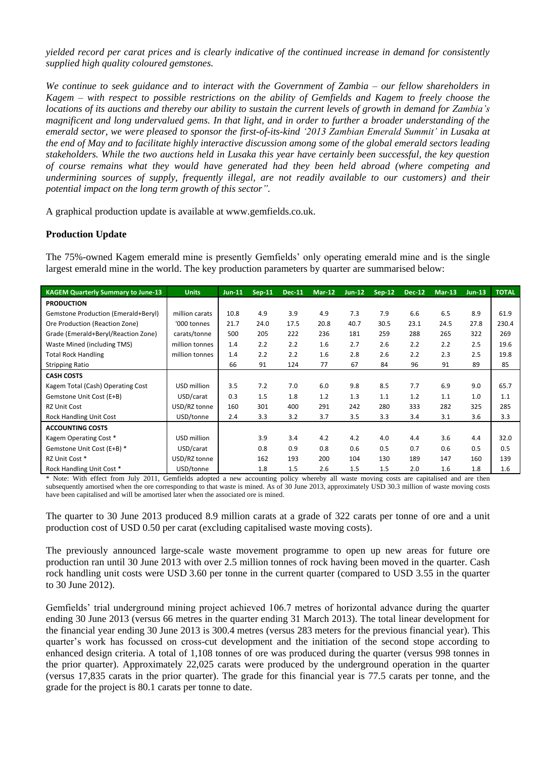*yielded record per carat prices and is clearly indicative of the continued increase in demand for consistently supplied high quality coloured gemstones.*

*We continue to seek guidance and to interact with the Government of Zambia – our fellow shareholders in Kagem – with respect to possible restrictions on the ability of Gemfields and Kagem to freely choose the locations of its auctions and thereby our ability to sustain the current levels of growth in demand for Zambia's magnificent and long undervalued gems. In that light, and in order to further a broader understanding of the emerald sector, we were pleased to sponsor the first-of-its-kind '2013 Zambian Emerald Summit' in Lusaka at the end of May and to facilitate highly interactive discussion among some of the global emerald sectors leading stakeholders. While the two auctions held in Lusaka this year have certainly been successful, the key question of course remains what they would have generated had they been held abroad (where competing and undermining sources of supply, frequently illegal, are not readily available to our customers) and their potential impact on the long term growth of this sector".*

A graphical production update is available at www.gemfields.co.uk.

**Production Update**

The 75%-owned Kagem emerald mine is presently Gemfields' only operating emerald mine and is the single largest emerald mine in the world. The key production parameters by quarter are summarised below:

| KAGEM Quarterly Summary to June-13 | Units | Jun-11 | Sep-11 | Dec-11 | Mar-12 | Jun-12 | Sep-12 | Dec-12 | Mar-13 | Jun-13 | TOTAL |
|---|---|---|---|---|---|---|---|---|---|---|---|
| **PRODUCTION** | | | | | | | | | | | |
| Gemstone Production (Emerald+Beryl) | million carats | 10.8 | 4.9 | 3.9 | 4.9 | 7.3 | 7.9 | 6.6 | 6.5 | 8.9 | 61.9 |
| Ore Production (Reaction Zone) | '000 tonnes | 21.7 | 24.0 | 17.5 | 20.8 | 40.7 | 30.5 | 23.1 | 24.5 | 27.8 | 230.4 |
| Grade (Emerald+Beryl/Reaction Zone) | carats/tonne | 500 | 205 | 222 | 236 | 181 | 259 | 288 | 265 | 322 | 269 |
| Waste Mined (including TMS) | million tonnes | 1.4 | 2.2 | 2.2 | 1.6 | 2.7 | 2.6 | 2.2 | 2.2 | 2.5 | 19.6 |
| Total Rock Handling | million tonnes | 1.4 | 2.2 | 2.2 | 1.6 | 2.8 | 2.6 | 2.2 | 2.3 | 2.5 | 19.8 |
| Stripping Ratio | | 66 | 91 | 124 | 77 | 67 | 84 | 96 | 91 | 89 | 85 |
| **CASH COSTS** | | | | | | | | | | | |
| Kagem Total (Cash) Operating Cost | USD million | 3.5 | 7.2 | 7.0 | 6.0 | 9.8 | 8.5 | 7.7 | 6.9 | 9.0 | 65.7 |
| Gemstone Unit Cost (E+B) | USD/carat | 0.3 | 1.5 | 1.8 | 1.2 | 1.3 | 1.1 | 1.2 | 1.1 | 1.0 | 1.1 |
| RZ Unit Cost | USD/RZ tonne | 160 | 301 | 400 | 291 | 242 | 280 | 333 | 282 | 325 | 285 |
| Rock Handling Unit Cost | USD/tonne | 2.4 | 3.3 | 3.2 | 3.7 | 3.5 | 3.3 | 3.4 | 3.1 | 3.6 | 3.3 |
| **ACCOUNTING COSTS** | | | | | | | | | | | |
| Kagem Operating Cost * | USD million | | 3.9 | 3.4 | 4.2 | 4.2 | 4.0 | 4.4 | 3.6 | 4.4 | 32.0 |
| Gemstone Unit Cost (E+B) * | USD/carat | | 0.8 | 0.9 | 0.8 | 0.6 | 0.5 | 0.7 | 0.6 | 0.5 | 0.5 |
| RZ Unit Cost * | USD/RZ tonne | | 162 | 193 | 200 | 104 | 130 | 189 | 147 | 160 | 139 |
| Rock Handling Unit Cost * | USD/tonne | | 1.8 | 1.5 | 2.6 | 1.5 | 1.5 | 2.0 | 1.6 | 1.8 | 1.6 |

* Note: With effect from July 2011, Gemfields adopted a new accounting policy whereby all waste moving costs are capitalised and are then subsequently amortised when the ore corresponding to that waste is mined. As of 30 June 2013, approximately USD 30.3 million of waste moving costs have been capitalised and will be amortised later when the associated ore is mined.

The quarter to 30 June 2013 produced 8.9 million carats at a grade of 322 carats per tonne of ore and a unit production cost of USD 0.50 per carat (excluding capitalised waste moving costs).

The previously announced large-scale waste movement programme to open up new areas for future ore production ran until 30 June 2013 with over 2.5 million tonnes of rock having been moved in the quarter. Cash rock handling unit costs were USD 3.60 per tonne in the current quarter (compared to USD 3.55 in the quarter to 30 June 2012).

Gemfields' trial underground mining project achieved 106.7 metres of horizontal advance during the quarter ending 30 June 2013 (versus 66 metres in the quarter ending 31 March 2013). The total linear development for the financial year ending 30 June 2013 is 300.4 metres (versus 283 meters for the previous financial year). This quarter's work has focussed on cross-cut development and the initiation of the second stope according to enhanced design criteria. A total of 1,108 tonnes of ore was produced during the quarter (versus 998 tonnes in the prior quarter). Approximately 22,025 carats were produced by the underground operation in the quarter (versus 17,835 carats in the prior quarter). The grade for this financial year is 77.5 carats per tonne, and the grade for the project is 80.1 carats per tonne to date.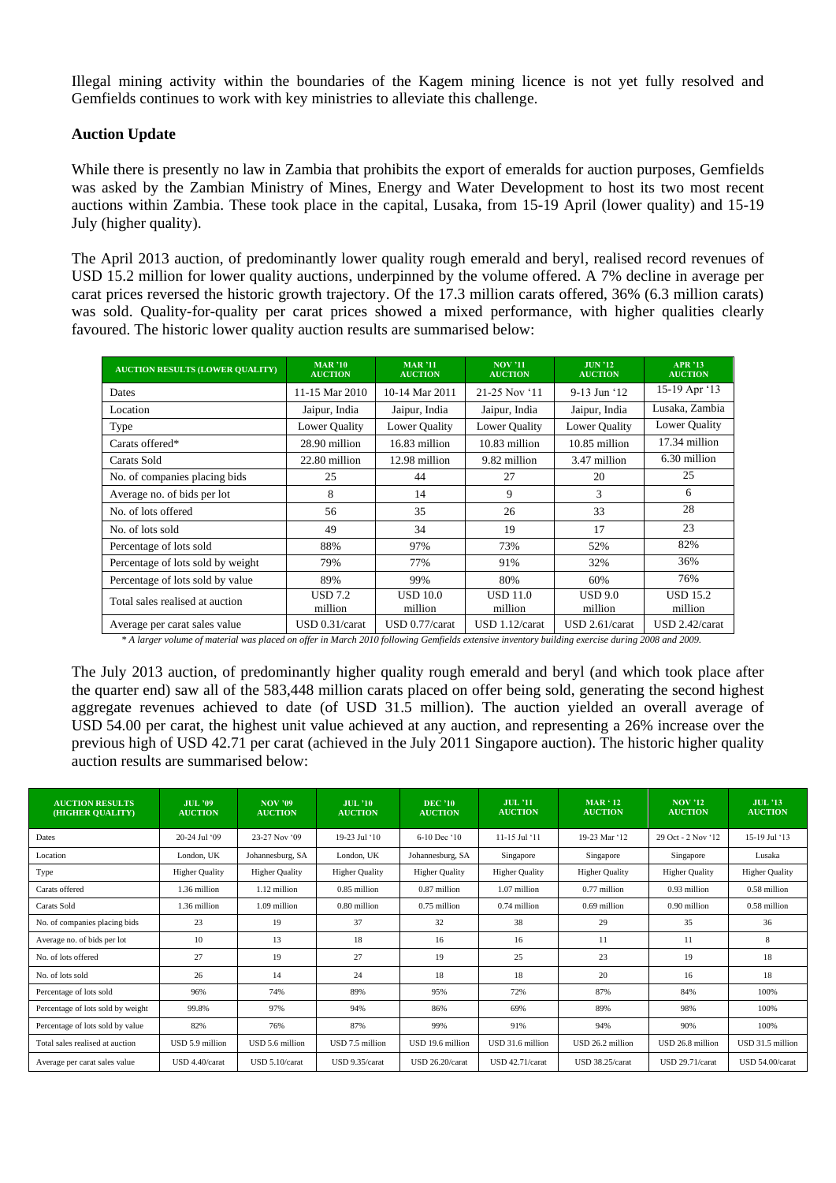Illegal mining activity within the boundaries of the Kagem mining licence is not yet fully resolved and Gemfields continues to work with key ministries to alleviate this challenge.

**Auction Update**

While there is presently no law in Zambia that prohibits the export of emeralds for auction purposes, Gemfields was asked by the Zambian Ministry of Mines, Energy and Water Development to host its two most recent auctions within Zambia. These took place in the capital, Lusaka, from 15-19 April (lower quality) and 15-19 July (higher quality).

The April 2013 auction, of predominantly lower quality rough emerald and beryl, realised record revenues of USD 15.2 million for lower quality auctions, underpinned by the volume offered. A 7% decline in average per carat prices reversed the historic growth trajectory. Of the 17.3 million carats offered, 36% (6.3 million carats) was sold. Quality-for-quality per carat prices showed a mixed performance, with higher qualities clearly favoured. The historic lower quality auction results are summarised below:

| AUCTION RESULTS (LOWER QUALITY) | MAR '10 AUCTION | MAR '11 AUCTION | NOV '11 AUCTION | JUN '12 AUCTION | APR '13 AUCTION |
|---|---|---|---|---|---|
| Dates | 11-15 Mar 2010 | 10-14 Mar 2011 | 21-25 Nov '11 | 9-13 Jun '12 | 15-19 Apr '13 |
| Location | Jaipur, India | Jaipur, India | Jaipur, India | Jaipur, India | Lusaka, Zambia |
| Type | Lower Quality | Lower Quality | Lower Quality | Lower Quality | Lower Quality |
| Carats offered* | 28.90 million | 16.83 million | 10.83 million | 10.85 million | 17.34 million |
| Carats Sold | 22.80 million | 12.98 million | 9.82 million | 3.47 million | 6.30 million |
| No. of companies placing bids | 25 | 44 | 27 | 20 | 25 |
| Average no. of bids per lot | 8 | 14 | 9 | 3 | 6 |
| No. of lots offered | 56 | 35 | 26 | 33 | 28 |
| No. of lots sold | 49 | 34 | 19 | 17 | 23 |
| Percentage of lots sold | 88% | 97% | 73% | 52% | 82% |
| Percentage of lots sold by weight | 79% | 77% | 91% | 32% | 36% |
| Percentage of lots sold by value | 89% | 99% | 80% | 60% | 76% |
| Total sales realised at auction | USD 7.2 million | USD 10.0 million | USD 11.0 million | USD 9.0 million | USD 15.2 million |
| Average per carat sales value | USD 0.31/carat | USD 0.77/carat | USD 1.12/carat | USD 2.61/carat | USD 2.42/carat |

*\* A larger volume of material was placed on offer in March 2010 following Gemfields extensive inventory building exercise during 2008 and 2009.*

The July 2013 auction, of predominantly higher quality rough emerald and beryl (and which took place after the quarter end) saw all of the 583,448 million carats placed on offer being sold, generating the second highest aggregate revenues achieved to date (of USD 31.5 million). The auction yielded an overall average of USD 54.00 per carat, the highest unit value achieved at any auction, and representing a 26% increase over the previous high of USD 42.71 per carat (achieved in the July 2011 Singapore auction). The historic higher quality auction results are summarised below:

| AUCTION RESULTS (HIGHER QUALITY) | JUL '09 AUCTION | NOV '09 AUCTION | JUL '10 AUCTION | DEC '10 AUCTION | JUL '11 AUCTION | MAR ' 12 AUCTION | NOV '12 AUCTION | JUL '13 AUCTION |
|---|---|---|---|---|---|---|---|---|
| Dates | 20-24 Jul '09 | 23-27 Nov '09 | 19-23 Jul '10 | 6-10 Dec '10 | 11-15 Jul '11 | 19-23 Mar '12 | 29 Oct - 2 Nov '12 | 15-19 Jul '13 |
| Location | London, UK | Johannesburg, SA | London, UK | Johannesburg, SA | Singapore | Singapore | Singapore | Lusaka |
| Type | Higher Quality | Higher Quality | Higher Quality | Higher Quality | Higher Quality | Higher Quality | Higher Quality | Higher Quality |
| Carats offered | 1.36 million | 1.12 million | 0.85 million | 0.87 million | 1.07 million | 0.77 million | 0.93 million | 0.58 million |
| Carats Sold | 1.36 million | 1.09 million | 0.80 million | 0.75 million | 0.74 million | 0.69 million | 0.90 million | 0.58 million |
| No. of companies placing bids | 23 | 19 | 37 | 32 | 38 | 29 | 35 | 36 |
| Average no. of bids per lot | 10 | 13 | 18 | 16 | 16 | 11 | 11 | 8 |
| No. of lots offered | 27 | 19 | 27 | 19 | 25 | 23 | 19 | 18 |
| No. of lots sold | 26 | 14 | 24 | 18 | 18 | 20 | 16 | 18 |
| Percentage of lots sold | 96% | 74% | 89% | 95% | 72% | 87% | 84% | 100% |
| Percentage of lots sold by weight | 99.8% | 97% | 94% | 86% | 69% | 89% | 98% | 100% |
| Percentage of lots sold by value | 82% | 76% | 87% | 99% | 91% | 94% | 90% | 100% |
| Total sales realised at auction | USD 5.9 million | USD 5.6 million | USD 7.5 million | USD 19.6 million | USD 31.6 million | USD 26.2 million | USD 26.8 million | USD 31.5 million |
| Average per carat sales value | USD 4.40/carat | USD 5.10/carat | USD 9.35/carat | USD 26.20/carat | USD 42.71/carat | USD 38.25/carat | USD 29.71/carat | USD 54.00/carat |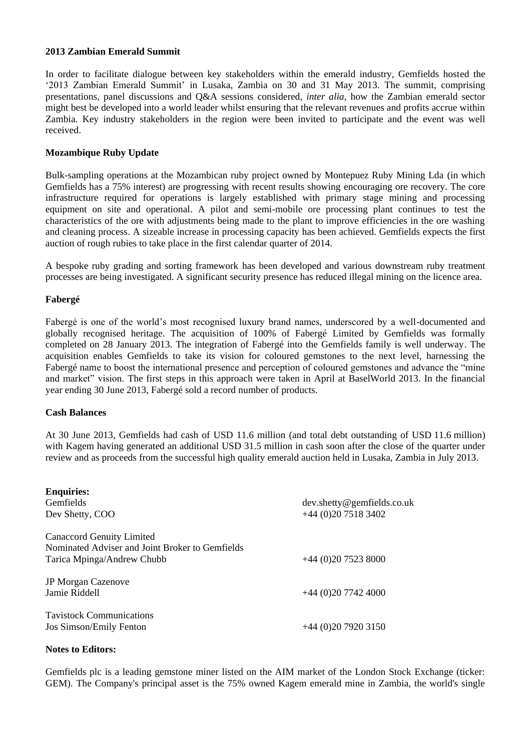**2013 Zambian Emerald Summit**

In order to facilitate dialogue between key stakeholders within the emerald industry, Gemfields hosted the '2013 Zambian Emerald Summit' in Lusaka, Zambia on 30 and 31 May 2013. The summit, comprising presentations, panel discussions and Q&A sessions considered, *inter alia*, how the Zambian emerald sector might best be developed into a world leader whilst ensuring that the relevant revenues and profits accrue within Zambia. Key industry stakeholders in the region were been invited to participate and the event was well received.

**Mozambique Ruby Update**

Bulk-sampling operations at the Mozambican ruby project owned by Montepuez Ruby Mining Lda (in which Gemfields has a 75% interest) are progressing with recent results showing encouraging ore recovery. The core infrastructure required for operations is largely established with primary stage mining and processing equipment on site and operational. A pilot and semi-mobile ore processing plant continues to test the characteristics of the ore with adjustments being made to the plant to improve efficiencies in the ore washing and cleaning process. A sizeable increase in processing capacity has been achieved. Gemfields expects the first auction of rough rubies to take place in the first calendar quarter of 2014.

A bespoke ruby grading and sorting framework has been developed and various downstream ruby treatment processes are being investigated. A significant security presence has reduced illegal mining on the licence area.

**Fabergé**

Fabergé is one of the world's most recognised luxury brand names, underscored by a well-documented and globally recognised heritage. The acquisition of 100% of Fabergé Limited by Gemfields was formally completed on 28 January 2013. The integration of Fabergé into the Gemfields family is well underway. The acquisition enables Gemfields to take its vision for coloured gemstones to the next level, harnessing the Fabergé name to boost the international presence and perception of coloured gemstones and advance the "mine and market" vision. The first steps in this approach were taken in April at BaselWorld 2013. In the financial year ending 30 June 2013, Fabergé sold a record number of products.

**Cash Balances**

At 30 June 2013, Gemfields had cash of USD 11.6 million (and total debt outstanding of USD 11.6 million) with Kagem having generated an additional USD 31.5 million in cash soon after the close of the quarter under review and as proceeds from the successful high quality emerald auction held in Lusaka, Zambia in July 2013.

**Enquiries:**

| | |
|---|---|
| Gemfields<br>Dev Shetty, COO | dev.shetty@gemfields.co.uk<br>+44 (0)20 7518 3402 |
| Canaccord Genuity Limited<br>Nominated Adviser and Joint Broker to Gemfields<br>Tarica Mpinga/Andrew Chubb | +44 (0)20 7523 8000 |
| JP Morgan Cazenove<br>Jamie Riddell | +44 (0)20 7742 4000 |
| Tavistock Communications<br>Jos Simson/Emily Fenton | +44 (0)20 7920 3150 |

**Notes to Editors:**

Gemfields plc is a leading gemstone miner listed on the AIM market of the London Stock Exchange (ticker: GEM). The Company's principal asset is the 75% owned Kagem emerald mine in Zambia, the world's single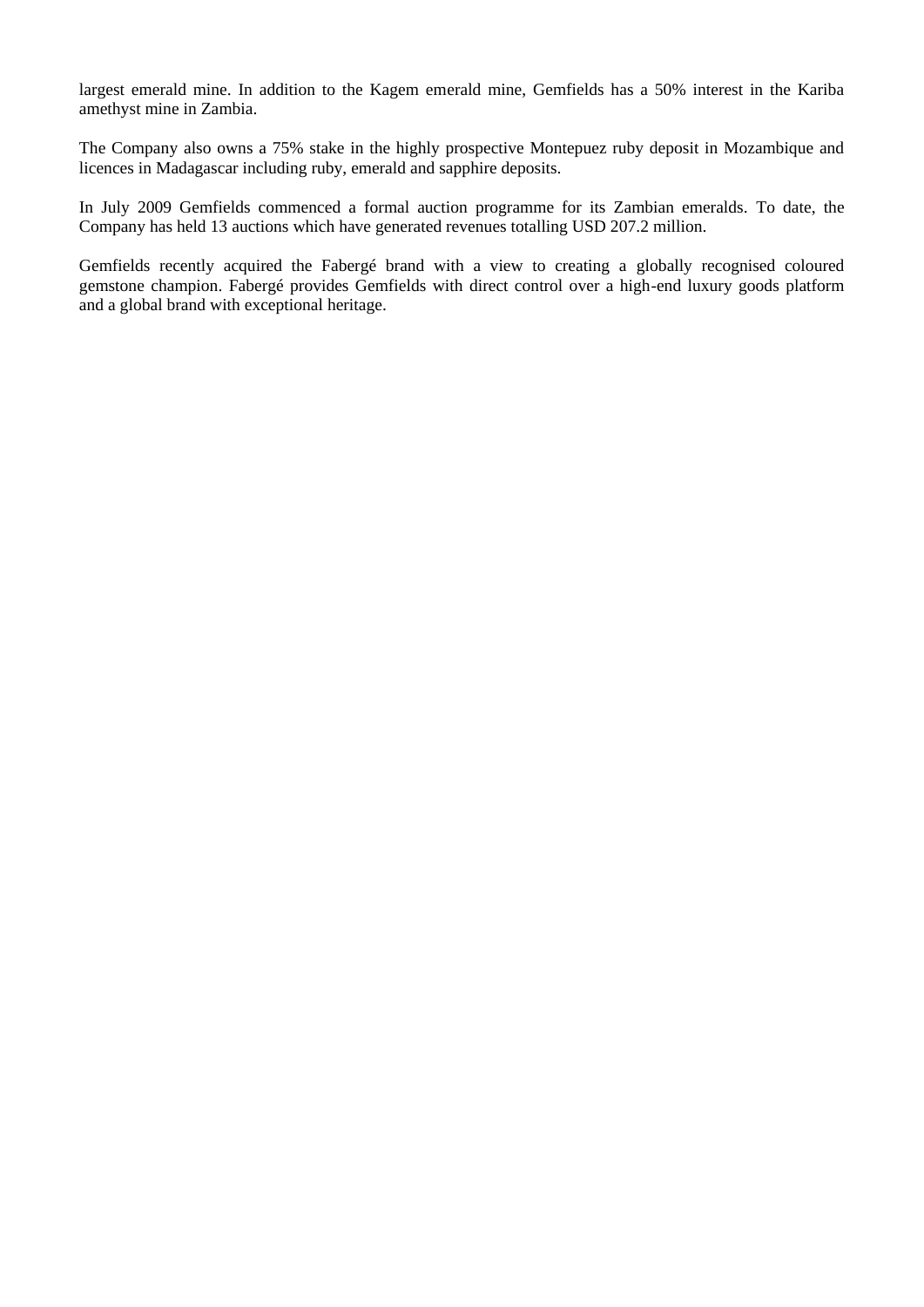largest emerald mine. In addition to the Kagem emerald mine, Gemfields has a 50% interest in the Kariba amethyst mine in Zambia.

The Company also owns a 75% stake in the highly prospective Montepuez ruby deposit in Mozambique and licences in Madagascar including ruby, emerald and sapphire deposits.

In July 2009 Gemfields commenced a formal auction programme for its Zambian emeralds. To date, the Company has held 13 auctions which have generated revenues totalling USD 207.2 million.

Gemfields recently acquired the Fabergé brand with a view to creating a globally recognised coloured gemstone champion. Fabergé provides Gemfields with direct control over a high-end luxury goods platform and a global brand with exceptional heritage.